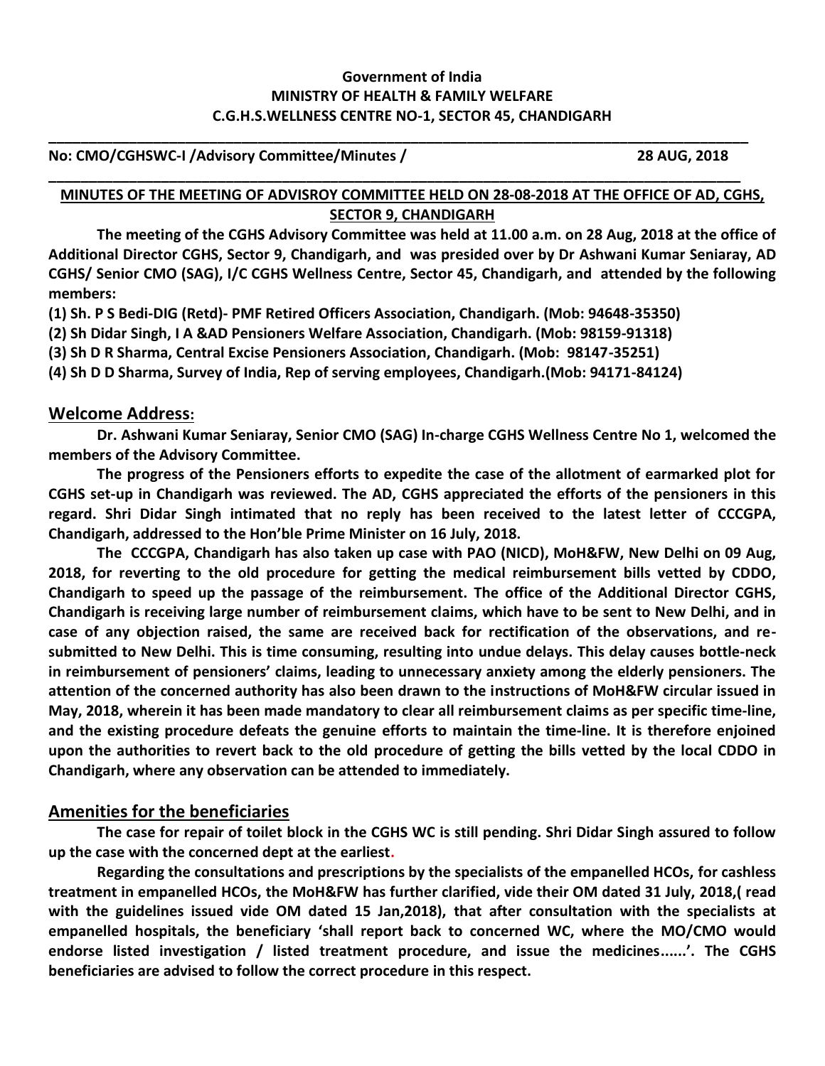**Government of India**
**MINISTRY OF HEALTH & FAMILY WELFARE**
**C.G.H.S.WELLNESS CENTRE NO-1, SECTOR 45, CHANDIGARH**

---

**No: CMO/CGHSWC-I /Advisory Committee/Minutes /** **28 AUG, 2018**

---

**MINUTES OF THE MEETING OF ADVISROY COMMITTEE HELD ON 28-08-2018 AT THE OFFICE OF AD, CGHS, SECTOR 9, CHANDIGARH**

**The meeting of the CGHS Advisory Committee was held at 11.00 a.m. on 28 Aug, 2018 at the office of Additional Director CGHS, Sector 9, Chandigarh, and was presided over by Dr Ashwani Kumar Seniaray, AD CGHS/ Senior CMO (SAG), I/C CGHS Wellness Centre, Sector 45, Chandigarh, and attended by the following members:**

**(1) Sh. P S Bedi-DIG (Retd)- PMF Retired Officers Association, Chandigarh. (Mob: 94648-35350)**

**(2) Sh Didar Singh, I A &AD Pensioners Welfare Association, Chandigarh. (Mob: 98159-91318)**

**(3) Sh D R Sharma, Central Excise Pensioners Association, Chandigarh. (Mob: 98147-35251)**

**(4) Sh D D Sharma, Survey of India, Rep of serving employees, Chandigarh.(Mob: 94171-84124)**

## Welcome Address:

**Dr. Ashwani Kumar Seniaray, Senior CMO (SAG) In-charge CGHS Wellness Centre No 1, welcomed the members of the Advisory Committee.**

**The progress of the Pensioners efforts to expedite the case of the allotment of earmarked plot for CGHS set-up in Chandigarh was reviewed. The AD, CGHS appreciated the efforts of the pensioners in this regard. Shri Didar Singh intimated that no reply has been received to the latest letter of CCCGPA, Chandigarh, addressed to the Hon'ble Prime Minister on 16 July, 2018.**

**The CCCGPA, Chandigarh has also taken up case with PAO (NICD), MoH&FW, New Delhi on 09 Aug, 2018, for reverting to the old procedure for getting the medical reimbursement bills vetted by CDDO, Chandigarh to speed up the passage of the reimbursement. The office of the Additional Director CGHS, Chandigarh is receiving large number of reimbursement claims, which have to be sent to New Delhi, and in case of any objection raised, the same are received back for rectification of the observations, and re-submitted to New Delhi. This is time consuming, resulting into undue delays. This delay causes bottle-neck in reimbursement of pensioners' claims, leading to unnecessary anxiety among the elderly pensioners. The attention of the concerned authority has also been drawn to the instructions of MoH&FW circular issued in May, 2018, wherein it has been made mandatory to clear all reimbursement claims as per specific time-line, and the existing procedure defeats the genuine efforts to maintain the time-line. It is therefore enjoined upon the authorities to revert back to the old procedure of getting the bills vetted by the local CDDO in Chandigarh, where any observation can be attended to immediately.**

## Amenities for the beneficiaries

**The case for repair of toilet block in the CGHS WC is still pending. Shri Didar Singh assured to follow up the case with the concerned dept at the earliest.**

**Regarding the consultations and prescriptions by the specialists of the empanelled HCOs, for cashless treatment in empanelled HCOs, the MoH&FW has further clarified, vide their OM dated 31 July, 2018,( read with the guidelines issued vide OM dated 15 Jan,2018), that after consultation with the specialists at empanelled hospitals, the beneficiary 'shall report back to concerned WC, where the MO/CMO would endorse listed investigation / listed treatment procedure, and issue the medicines......'. The CGHS beneficiaries are advised to follow the correct procedure in this respect.**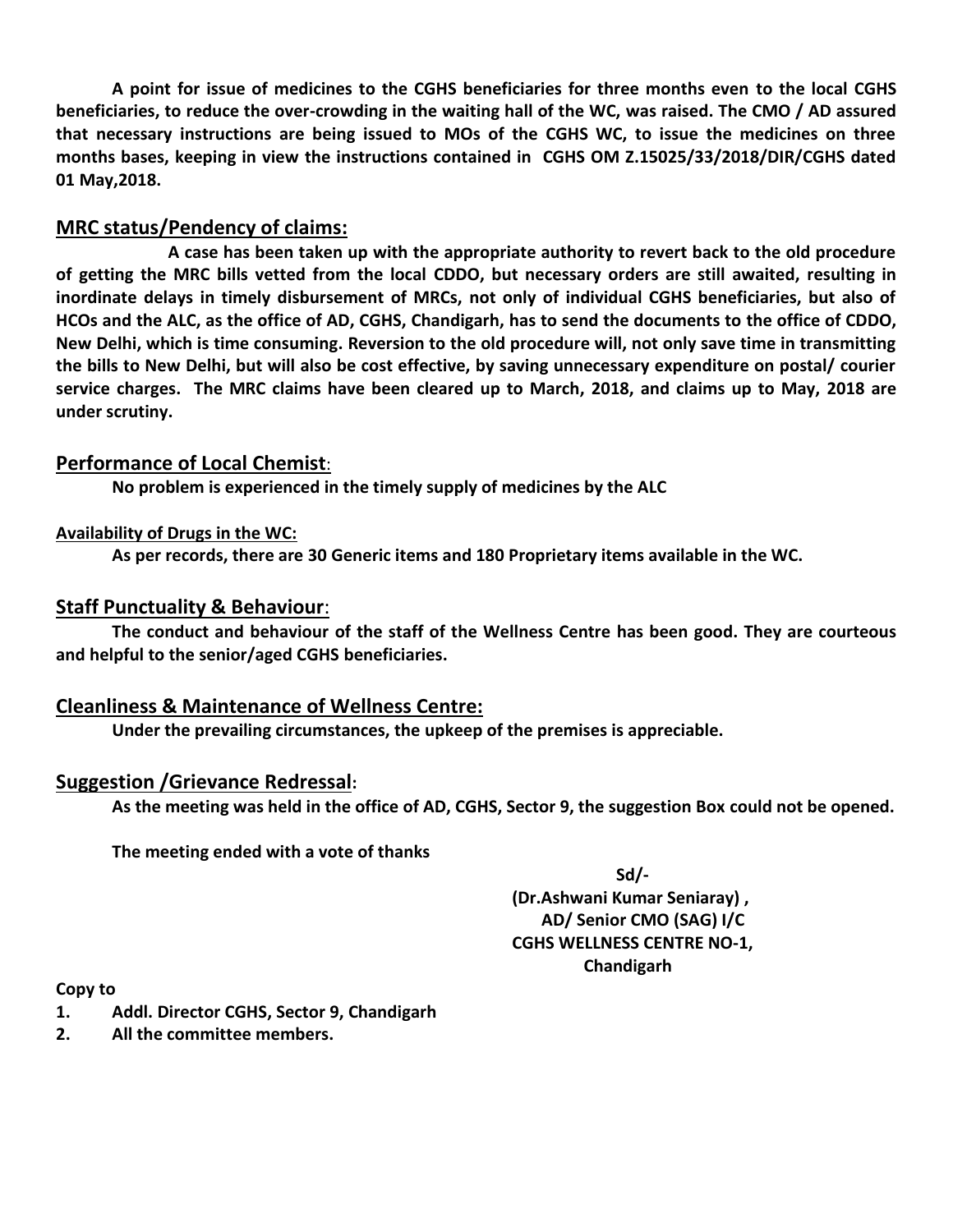**A point for issue of medicines to the CGHS beneficiaries for three months even to the local CGHS beneficiaries, to reduce the over-crowding in the waiting hall of the WC, was raised. The CMO / AD assured that necessary instructions are being issued to MOs of the CGHS WC, to issue the medicines on three months bases, keeping in view the instructions contained in CGHS OM Z.15025/33/2018/DIR/CGHS dated 01 May,2018.**

## MRC status/Pendency of claims:

**A case has been taken up with the appropriate authority to revert back to the old procedure of getting the MRC bills vetted from the local CDDO, but necessary orders are still awaited, resulting in inordinate delays in timely disbursement of MRCs, not only of individual CGHS beneficiaries, but also of HCOs and the ALC, as the office of AD, CGHS, Chandigarh, has to send the documents to the office of CDDO, New Delhi, which is time consuming. Reversion to the old procedure will, not only save time in transmitting the bills to New Delhi, but will also be cost effective, by saving unnecessary expenditure on postal/ courier service charges. The MRC claims have been cleared up to March, 2018, and claims up to May, 2018 are under scrutiny.**

## Performance of Local Chemist:

**No problem is experienced in the timely supply of medicines by the ALC**

### Availability of Drugs in the WC:

**As per records, there are 30 Generic items and 180 Proprietary items available in the WC.**

## Staff Punctuality & Behaviour:

**The conduct and behaviour of the staff of the Wellness Centre has been good. They are courteous and helpful to the senior/aged CGHS beneficiaries.**

## Cleanliness & Maintenance of Wellness Centre:

**Under the prevailing circumstances, the upkeep of the premises is appreciable.**

## Suggestion /Grievance Redressal:

**As the meeting was held in the office of AD, CGHS, Sector 9, the suggestion Box could not be opened.**

**The meeting ended with a vote of thanks**

**Sd/-**
**(Dr.Ashwani Kumar Seniaray) ,**
**AD/ Senior CMO (SAG) I/C**
**CGHS WELLNESS CENTRE NO-1,**
**Chandigarh**

**Copy to**

1. **Addl. Director CGHS, Sector 9, Chandigarh**
2. **All the committee members.**